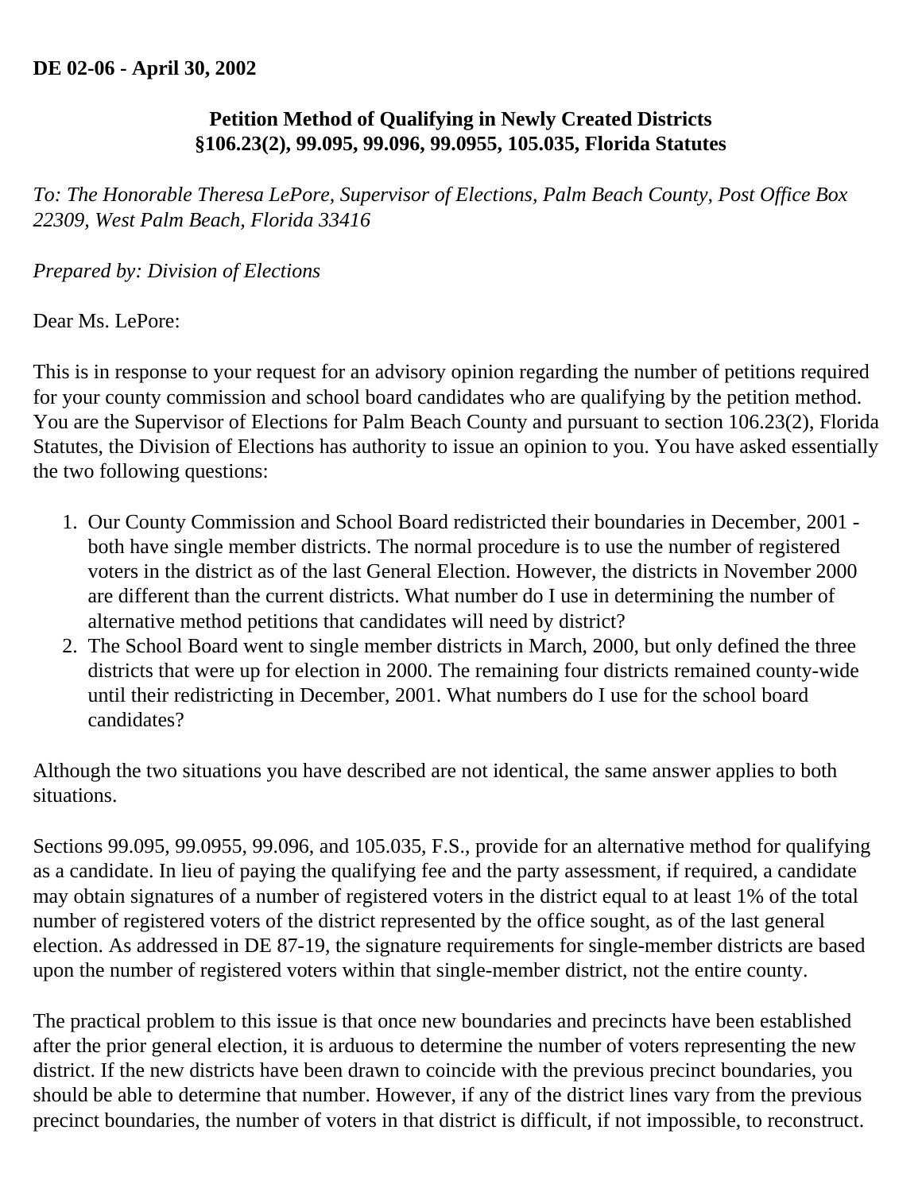**DE 02-06 - April 30, 2002**

**Petition Method of Qualifying in Newly Created Districts**
**§106.23(2), 99.095, 99.096, 99.0955, 105.035, Florida Statutes**

*To: The Honorable Theresa LePore, Supervisor of Elections, Palm Beach County, Post Office Box 22309, West Palm Beach, Florida 33416*

*Prepared by: Division of Elections*

Dear Ms. LePore:

This is in response to your request for an advisory opinion regarding the number of petitions required for your county commission and school board candidates who are qualifying by the petition method. You are the Supervisor of Elections for Palm Beach County and pursuant to section 106.23(2), Florida Statutes, the Division of Elections has authority to issue an opinion to you. You have asked essentially the two following questions:

1. Our County Commission and School Board redistricted their boundaries in December, 2001 - both have single member districts. The normal procedure is to use the number of registered voters in the district as of the last General Election. However, the districts in November 2000 are different than the current districts. What number do I use in determining the number of alternative method petitions that candidates will need by district?
2. The School Board went to single member districts in March, 2000, but only defined the three districts that were up for election in 2000. The remaining four districts remained county-wide until their redistricting in December, 2001. What numbers do I use for the school board candidates?

Although the two situations you have described are not identical, the same answer applies to both situations.

Sections 99.095, 99.0955, 99.096, and 105.035, F.S., provide for an alternative method for qualifying as a candidate. In lieu of paying the qualifying fee and the party assessment, if required, a candidate may obtain signatures of a number of registered voters in the district equal to at least 1% of the total number of registered voters of the district represented by the office sought, as of the last general election. As addressed in DE 87-19, the signature requirements for single-member districts are based upon the number of registered voters within that single-member district, not the entire county.

The practical problem to this issue is that once new boundaries and precincts have been established after the prior general election, it is arduous to determine the number of voters representing the new district. If the new districts have been drawn to coincide with the previous precinct boundaries, you should be able to determine that number. However, if any of the district lines vary from the previous precinct boundaries, the number of voters in that district is difficult, if not impossible, to reconstruct.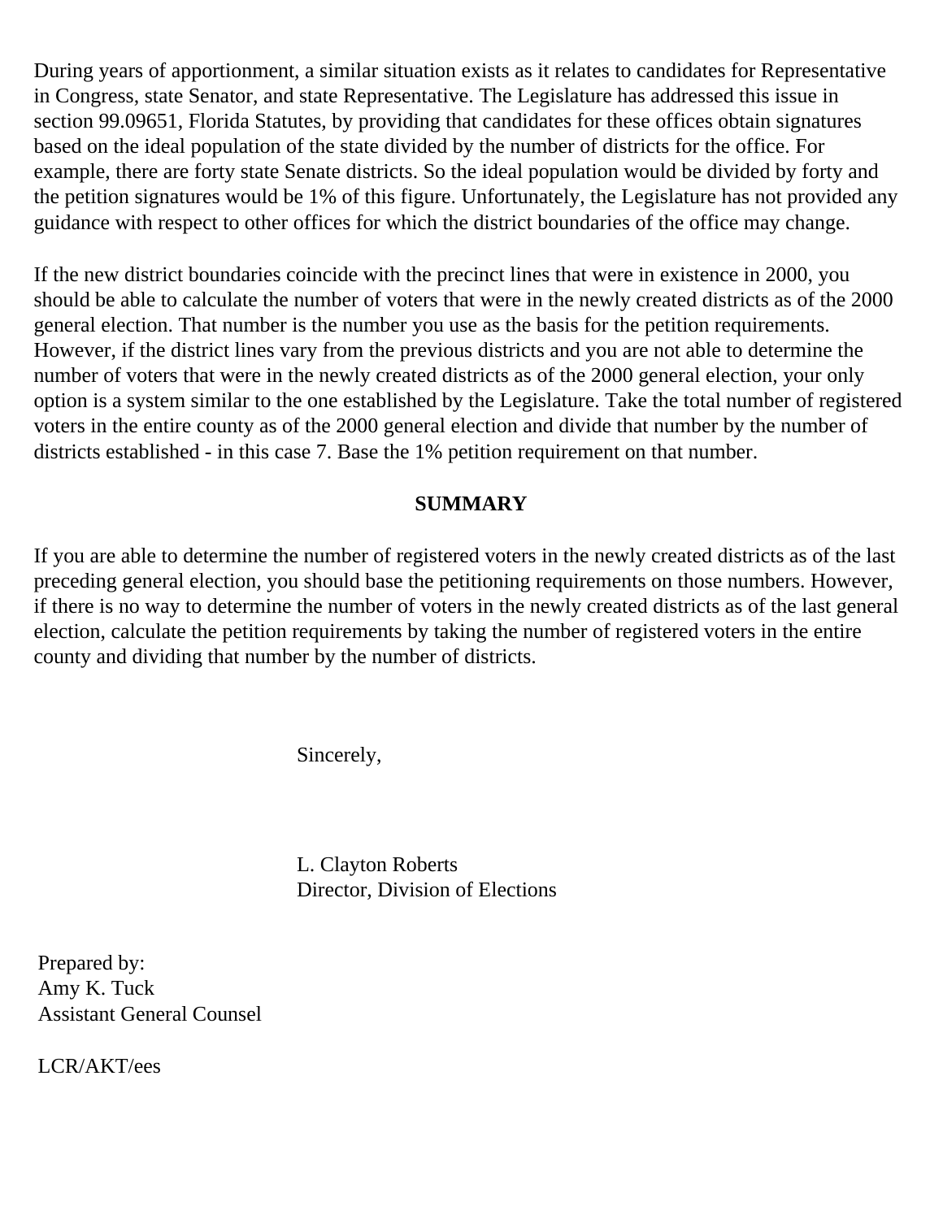During years of apportionment, a similar situation exists as it relates to candidates for Representative in Congress, state Senator, and state Representative. The Legislature has addressed this issue in section 99.09651, Florida Statutes, by providing that candidates for these offices obtain signatures based on the ideal population of the state divided by the number of districts for the office. For example, there are forty state Senate districts. So the ideal population would be divided by forty and the petition signatures would be 1% of this figure. Unfortunately, the Legislature has not provided any guidance with respect to other offices for which the district boundaries of the office may change.

If the new district boundaries coincide with the precinct lines that were in existence in 2000, you should be able to calculate the number of voters that were in the newly created districts as of the 2000 general election. That number is the number you use as the basis for the petition requirements. However, if the district lines vary from the previous districts and you are not able to determine the number of voters that were in the newly created districts as of the 2000 general election, your only option is a system similar to the one established by the Legislature. Take the total number of registered voters in the entire county as of the 2000 general election and divide that number by the number of districts established - in this case 7. Base the 1% petition requirement on that number.

## SUMMARY

If you are able to determine the number of registered voters in the newly created districts as of the last preceding general election, you should base the petitioning requirements on those numbers. However, if there is no way to determine the number of voters in the newly created districts as of the last general election, calculate the petition requirements by taking the number of registered voters in the entire county and dividing that number by the number of districts.

Sincerely,

L. Clayton Roberts
Director, Division of Elections

Prepared by:
Amy K. Tuck
Assistant General Counsel

LCR/AKT/ees